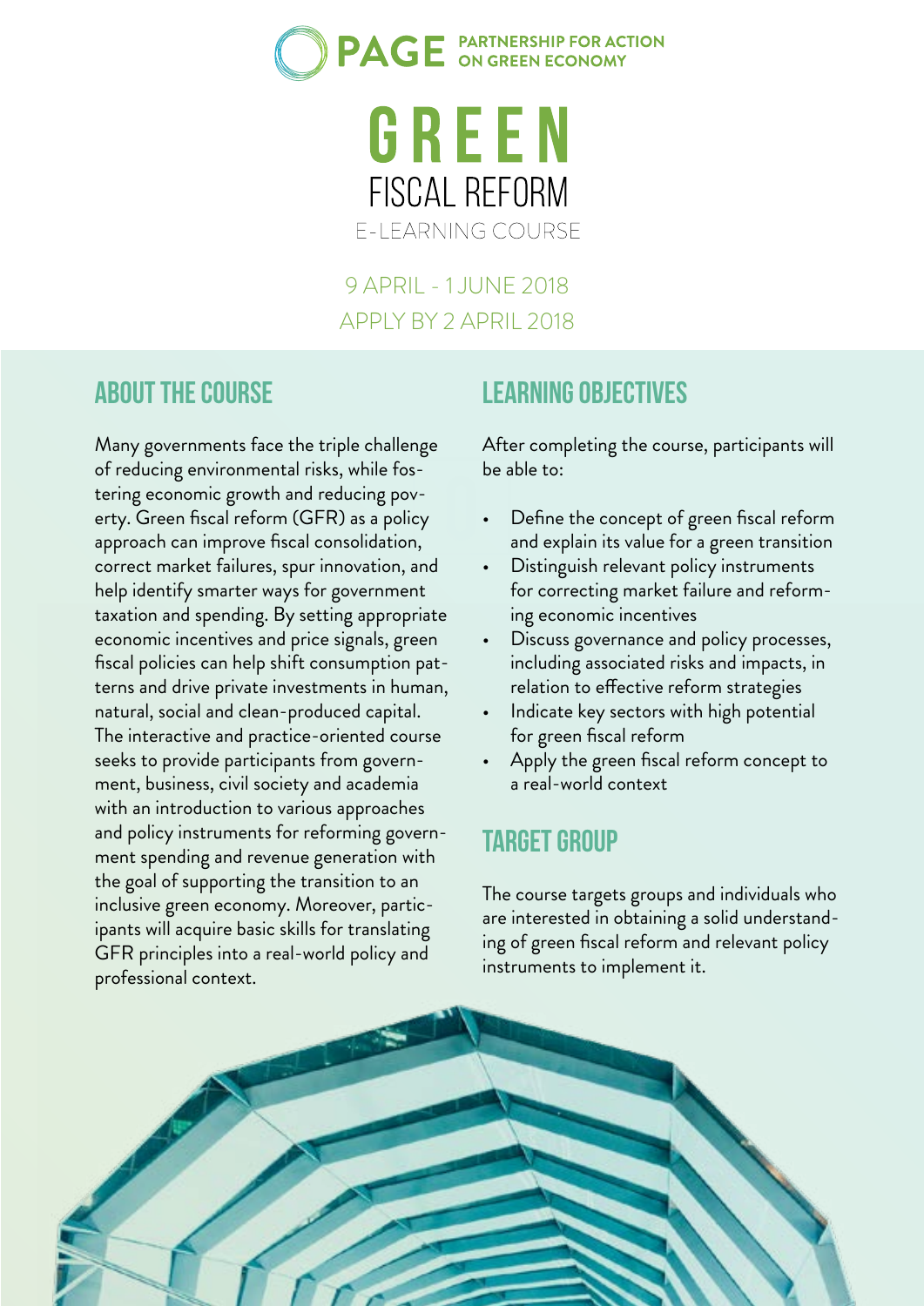PAGE PARTNERSHIP FOR ACTION ON GREEN ECONOMY

# GREEN FISCAL REFORM

E-LEARNING COURSE

9 APRIL - 1 JUNE 2018
APPLY BY 2 APRIL 2018

## ABOUT THE COURSE

Many governments face the triple challenge of reducing environmental risks, while fostering economic growth and reducing poverty. Green fiscal reform (GFR) as a policy approach can improve fiscal consolidation, correct market failures, spur innovation, and help identify smarter ways for government taxation and spending. By setting appropriate economic incentives and price signals, green fiscal policies can help shift consumption patterns and drive private investments in human, natural, social and clean-produced capital. The interactive and practice-oriented course seeks to provide participants from government, business, civil society and academia with an introduction to various approaches and policy instruments for reforming government spending and revenue generation with the goal of supporting the transition to an inclusive green economy. Moreover, participants will acquire basic skills for translating GFR principles into a real-world policy and professional context.

## LEARNING OBJECTIVES

After completing the course, participants will be able to:

- Define the concept of green fiscal reform and explain its value for a green transition
- Distinguish relevant policy instruments for correcting market failure and reforming economic incentives
- Discuss governance and policy processes, including associated risks and impacts, in relation to effective reform strategies
- Indicate key sectors with high potential for green fiscal reform
- Apply the green fiscal reform concept to a real-world context

## TARGET GROUP

The course targets groups and individuals who are interested in obtaining a solid understanding of green fiscal reform and relevant policy instruments to implement it.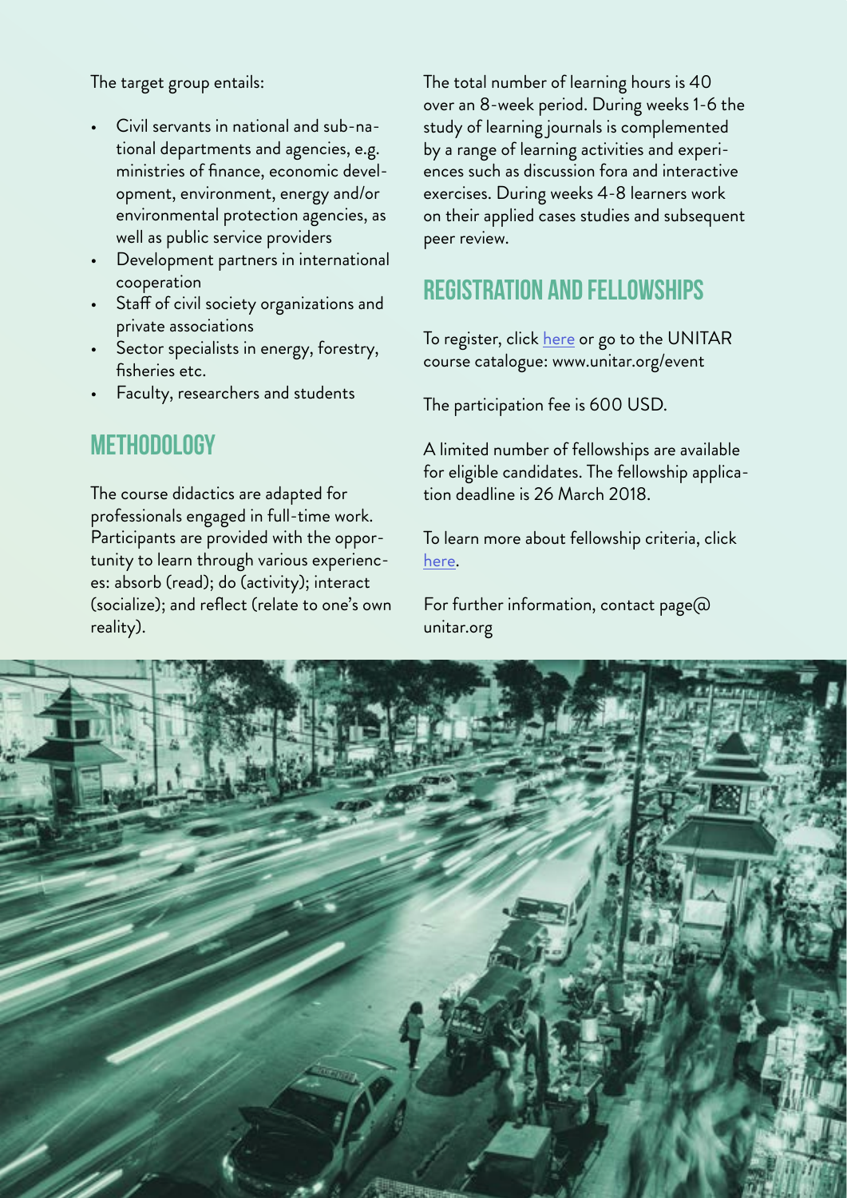The target group entails:

- Civil servants in national and sub-national departments and agencies, e.g. ministries of finance, economic development, environment, energy and/or environmental protection agencies, as well as public service providers
- Development partners in international cooperation
- Staff of civil society organizations and private associations
- Sector specialists in energy, forestry, fisheries etc.
- Faculty, researchers and students

## METHODOLOGY

The course didactics are adapted for professionals engaged in full-time work. Participants are provided with the opportunity to learn through various experiences: absorb (read); do (activity); interact (socialize); and reflect (relate to one's own reality).

The total number of learning hours is 40 over an 8-week period. During weeks 1-6 the study of learning journals is complemented by a range of learning activities and experiences such as discussion fora and interactive exercises. During weeks 4-8 learners work on their applied cases studies and subsequent peer review.

## REGISTRATION AND FELLOWSHIPS

To register, click here or go to the UNITAR course catalogue: www.unitar.org/event

The participation fee is 600 USD.

A limited number of fellowships are available for eligible candidates. The fellowship application deadline is 26 March 2018.

To learn more about fellowship criteria, click here.

For further information, contact page@unitar.org